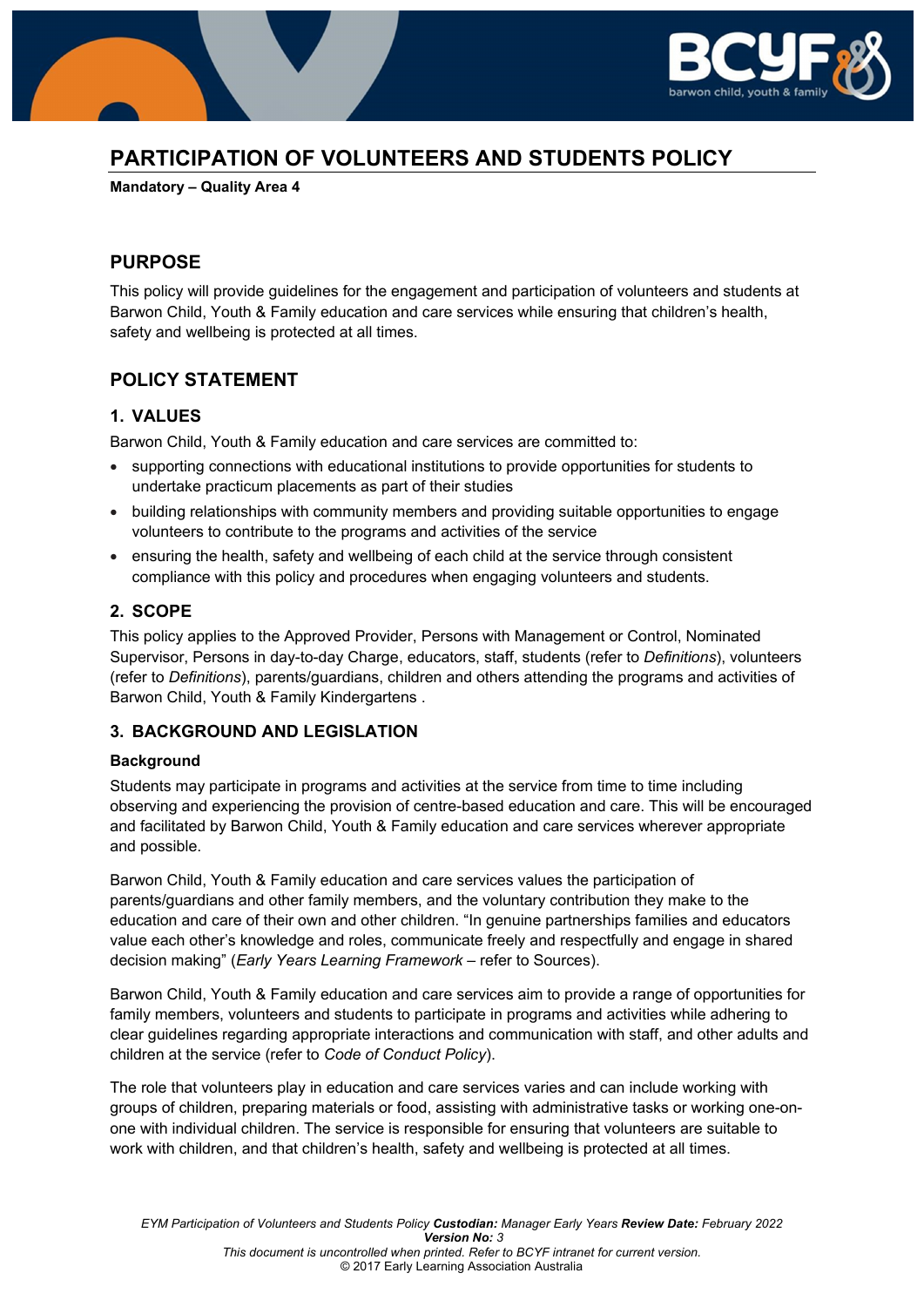# PARTICIPATION OF VOLUNTEERS AND STUDENTS POLICY

**Mandatory – Quality Area 4**

## PURPOSE

This policy will provide guidelines for the engagement and participation of volunteers and students at Barwon Child, Youth & Family education and care services while ensuring that children's health, safety and wellbeing is protected at all times.

## POLICY STATEMENT

### 1. VALUES

Barwon Child, Youth & Family education and care services are committed to:

- supporting connections with educational institutions to provide opportunities for students to undertake practicum placements as part of their studies
- building relationships with community members and providing suitable opportunities to engage volunteers to contribute to the programs and activities of the service
- ensuring the health, safety and wellbeing of each child at the service through consistent compliance with this policy and procedures when engaging volunteers and students.

### 2. SCOPE

This policy applies to the Approved Provider, Persons with Management or Control, Nominated Supervisor, Persons in day-to-day Charge, educators, staff, students (refer to *Definitions*), volunteers (refer to *Definitions*), parents/guardians, children and others attending the programs and activities of Barwon Child, Youth & Family Kindergartens .

### 3. BACKGROUND AND LEGISLATION

**Background**

Students may participate in programs and activities at the service from time to time including observing and experiencing the provision of centre-based education and care. This will be encouraged and facilitated by Barwon Child, Youth & Family education and care services wherever appropriate and possible.

Barwon Child, Youth & Family education and care services values the participation of parents/guardians and other family members, and the voluntary contribution they make to the education and care of their own and other children. "In genuine partnerships families and educators value each other's knowledge and roles, communicate freely and respectfully and engage in shared decision making" (*Early Years Learning Framework* – refer to Sources).

Barwon Child, Youth & Family education and care services aim to provide a range of opportunities for family members, volunteers and students to participate in programs and activities while adhering to clear guidelines regarding appropriate interactions and communication with staff, and other adults and children at the service (refer to *Code of Conduct Policy*).

The role that volunteers play in education and care services varies and can include working with groups of children, preparing materials or food, assisting with administrative tasks or working one-on-one with individual children. The service is responsible for ensuring that volunteers are suitable to work with children, and that children's health, safety and wellbeing is protected at all times.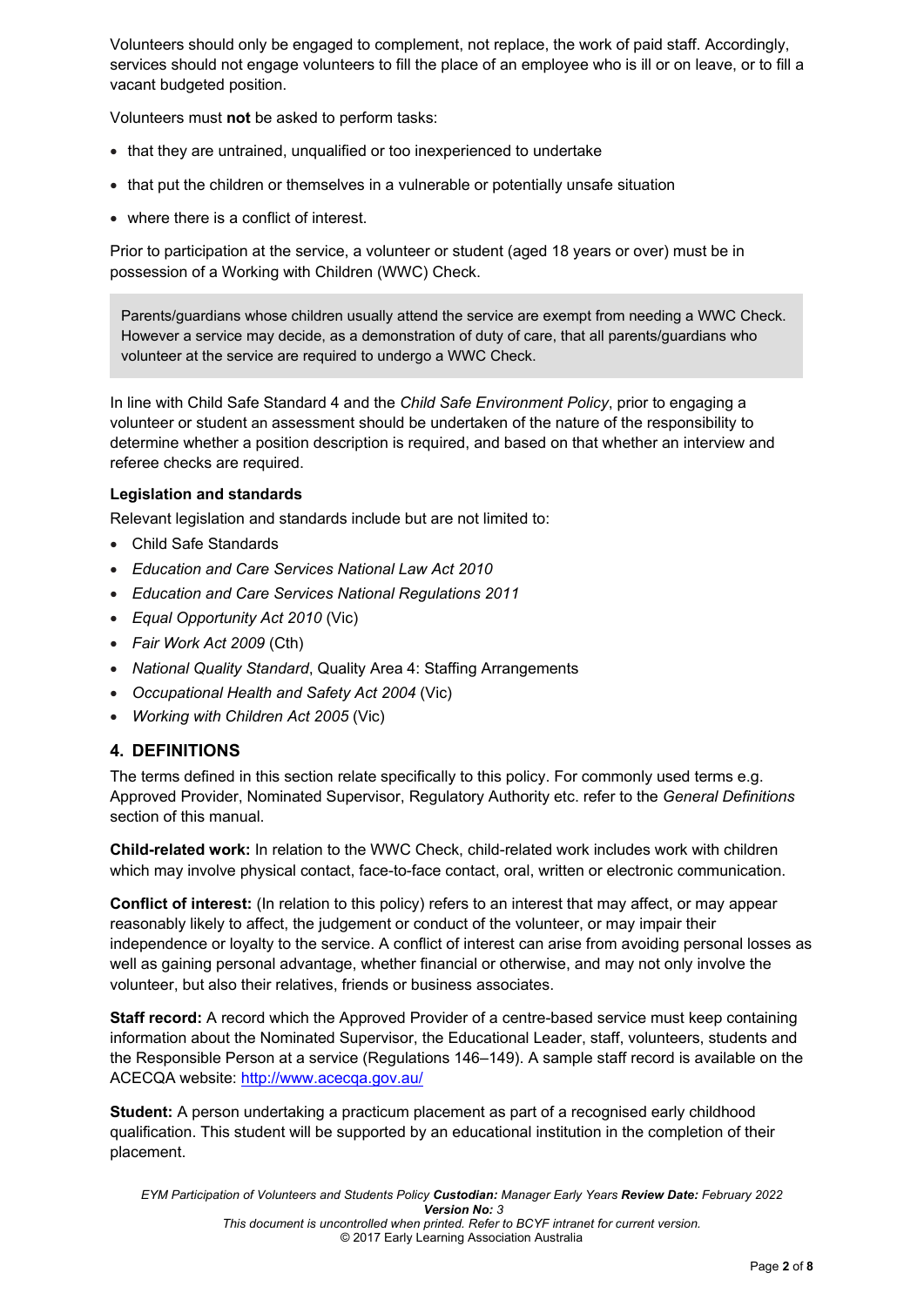Volunteers should only be engaged to complement, not replace, the work of paid staff. Accordingly, services should not engage volunteers to fill the place of an employee who is ill or on leave, or to fill a vacant budgeted position.

Volunteers must **not** be asked to perform tasks:

- that they are untrained, unqualified or too inexperienced to undertake
- that put the children or themselves in a vulnerable or potentially unsafe situation
- where there is a conflict of interest.

Prior to participation at the service, a volunteer or student (aged 18 years or over) must be in possession of a Working with Children (WWC) Check.

> Parents/guardians whose children usually attend the service are exempt from needing a WWC Check. However a service may decide, as a demonstration of duty of care, that all parents/guardians who volunteer at the service are required to undergo a WWC Check.

In line with Child Safe Standard 4 and the *Child Safe Environment Policy*, prior to engaging a volunteer or student an assessment should be undertaken of the nature of the responsibility to determine whether a position description is required, and based on that whether an interview and referee checks are required.

**Legislation and standards**

Relevant legislation and standards include but are not limited to:

- Child Safe Standards
- *Education and Care Services National Law Act 2010*
- *Education and Care Services National Regulations 2011*
- *Equal Opportunity Act 2010* (Vic)
- *Fair Work Act 2009* (Cth)
- *National Quality Standard*, Quality Area 4: Staffing Arrangements
- *Occupational Health and Safety Act 2004* (Vic)
- *Working with Children Act 2005* (Vic)

## 4. DEFINITIONS

The terms defined in this section relate specifically to this policy. For commonly used terms e.g. Approved Provider, Nominated Supervisor, Regulatory Authority etc. refer to the *General Definitions* section of this manual.

**Child-related work:** In relation to the WWC Check, child-related work includes work with children which may involve physical contact, face-to-face contact, oral, written or electronic communication.

**Conflict of interest:** (In relation to this policy) refers to an interest that may affect, or may appear reasonably likely to affect, the judgement or conduct of the volunteer, or may impair their independence or loyalty to the service. A conflict of interest can arise from avoiding personal losses as well as gaining personal advantage, whether financial or otherwise, and may not only involve the volunteer, but also their relatives, friends or business associates.

**Staff record:** A record which the Approved Provider of a centre-based service must keep containing information about the Nominated Supervisor, the Educational Leader, staff, volunteers, students and the Responsible Person at a service (Regulations 146–149). A sample staff record is available on the ACECQA website: http://www.acecqa.gov.au/

**Student:** A person undertaking a practicum placement as part of a recognised early childhood qualification. This student will be supported by an educational institution in the completion of their placement.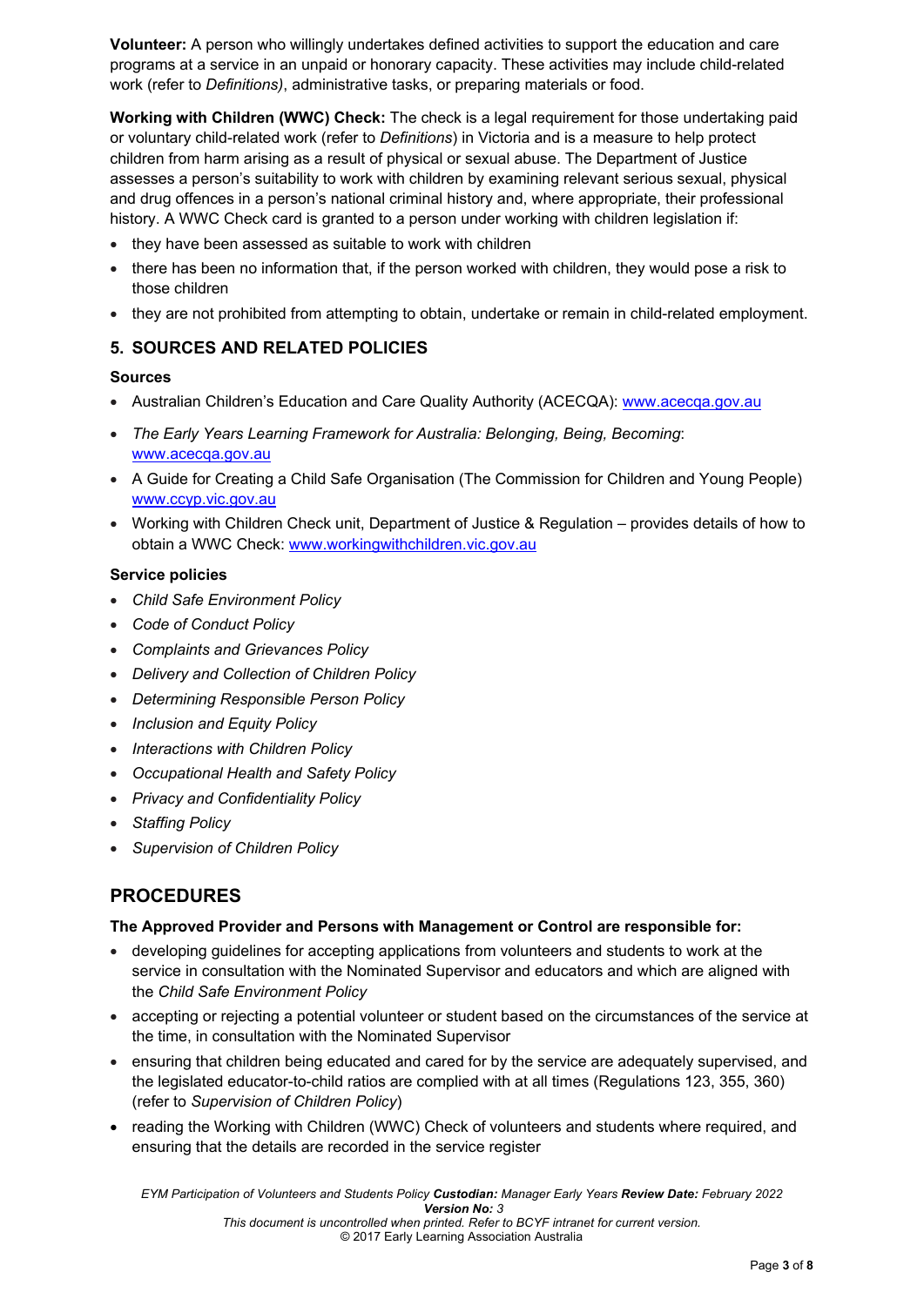**Volunteer:** A person who willingly undertakes defined activities to support the education and care programs at a service in an unpaid or honorary capacity. These activities may include child-related work (refer to *Definitions)*, administrative tasks, or preparing materials or food.

**Working with Children (WWC) Check:** The check is a legal requirement for those undertaking paid or voluntary child-related work (refer to *Definitions*) in Victoria and is a measure to help protect children from harm arising as a result of physical or sexual abuse. The Department of Justice assesses a person's suitability to work with children by examining relevant serious sexual, physical and drug offences in a person's national criminal history and, where appropriate, their professional history. A WWC Check card is granted to a person under working with children legislation if:

- they have been assessed as suitable to work with children
- there has been no information that, if the person worked with children, they would pose a risk to those children
- they are not prohibited from attempting to obtain, undertake or remain in child-related employment.

## 5. SOURCES AND RELATED POLICIES

### Sources

- Australian Children's Education and Care Quality Authority (ACECQA): www.acecqa.gov.au
- *The Early Years Learning Framework for Australia: Belonging, Being, Becoming*: www.acecqa.gov.au
- A Guide for Creating a Child Safe Organisation (The Commission for Children and Young People) www.ccyp.vic.gov.au
- Working with Children Check unit, Department of Justice & Regulation – provides details of how to obtain a WWC Check: www.workingwithchildren.vic.gov.au

### Service policies

- *Child Safe Environment Policy*
- *Code of Conduct Policy*
- *Complaints and Grievances Policy*
- *Delivery and Collection of Children Policy*
- *Determining Responsible Person Policy*
- *Inclusion and Equity Policy*
- *Interactions with Children Policy*
- *Occupational Health and Safety Policy*
- *Privacy and Confidentiality Policy*
- *Staffing Policy*
- *Supervision of Children Policy*

# PROCEDURES

### The Approved Provider and Persons with Management or Control are responsible for:

- developing guidelines for accepting applications from volunteers and students to work at the service in consultation with the Nominated Supervisor and educators and which are aligned with the *Child Safe Environment Policy*
- accepting or rejecting a potential volunteer or student based on the circumstances of the service at the time, in consultation with the Nominated Supervisor
- ensuring that children being educated and cared for by the service are adequately supervised, and the legislated educator-to-child ratios are complied with at all times (Regulations 123, 355, 360) (refer to *Supervision of Children Policy*)
- reading the Working with Children (WWC) Check of volunteers and students where required, and ensuring that the details are recorded in the service register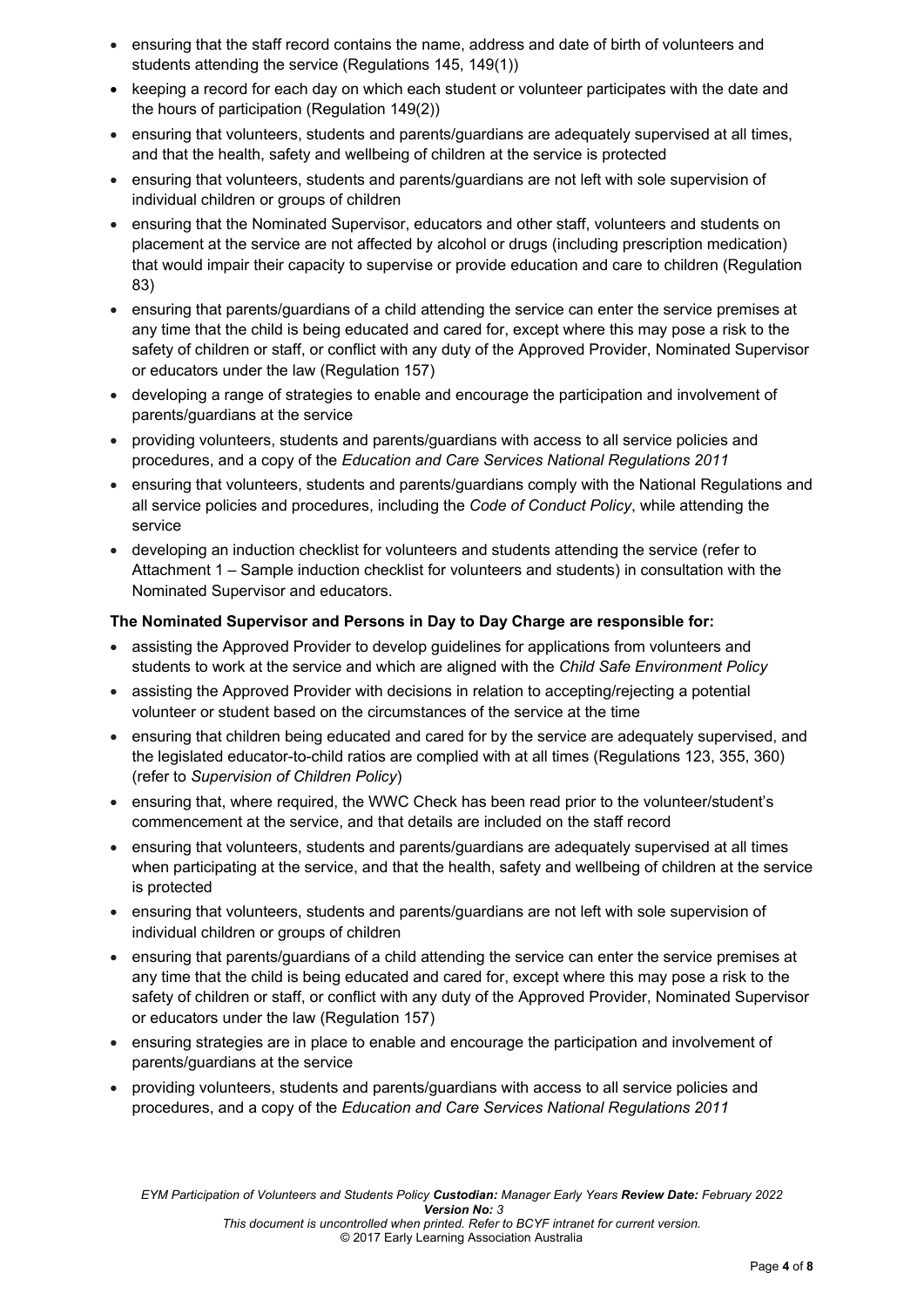- ensuring that the staff record contains the name, address and date of birth of volunteers and students attending the service (Regulations 145, 149(1))
- keeping a record for each day on which each student or volunteer participates with the date and the hours of participation (Regulation 149(2))
- ensuring that volunteers, students and parents/guardians are adequately supervised at all times, and that the health, safety and wellbeing of children at the service is protected
- ensuring that volunteers, students and parents/guardians are not left with sole supervision of individual children or groups of children
- ensuring that the Nominated Supervisor, educators and other staff, volunteers and students on placement at the service are not affected by alcohol or drugs (including prescription medication) that would impair their capacity to supervise or provide education and care to children (Regulation 83)
- ensuring that parents/guardians of a child attending the service can enter the service premises at any time that the child is being educated and cared for, except where this may pose a risk to the safety of children or staff, or conflict with any duty of the Approved Provider, Nominated Supervisor or educators under the law (Regulation 157)
- developing a range of strategies to enable and encourage the participation and involvement of parents/guardians at the service
- providing volunteers, students and parents/guardians with access to all service policies and procedures, and a copy of the *Education and Care Services National Regulations 2011*
- ensuring that volunteers, students and parents/guardians comply with the National Regulations and all service policies and procedures, including the *Code of Conduct Policy*, while attending the service
- developing an induction checklist for volunteers and students attending the service (refer to Attachment 1 – Sample induction checklist for volunteers and students) in consultation with the Nominated Supervisor and educators.

**The Nominated Supervisor and Persons in Day to Day Charge are responsible for:**

- assisting the Approved Provider to develop guidelines for applications from volunteers and students to work at the service and which are aligned with the *Child Safe Environment Policy*
- assisting the Approved Provider with decisions in relation to accepting/rejecting a potential volunteer or student based on the circumstances of the service at the time
- ensuring that children being educated and cared for by the service are adequately supervised, and the legislated educator-to-child ratios are complied with at all times (Regulations 123, 355, 360) (refer to *Supervision of Children Policy*)
- ensuring that, where required, the WWC Check has been read prior to the volunteer/student's commencement at the service, and that details are included on the staff record
- ensuring that volunteers, students and parents/guardians are adequately supervised at all times when participating at the service, and that the health, safety and wellbeing of children at the service is protected
- ensuring that volunteers, students and parents/guardians are not left with sole supervision of individual children or groups of children
- ensuring that parents/guardians of a child attending the service can enter the service premises at any time that the child is being educated and cared for, except where this may pose a risk to the safety of children or staff, or conflict with any duty of the Approved Provider, Nominated Supervisor or educators under the law (Regulation 157)
- ensuring strategies are in place to enable and encourage the participation and involvement of parents/guardians at the service
- providing volunteers, students and parents/guardians with access to all service policies and procedures, and a copy of the *Education and Care Services National Regulations 2011*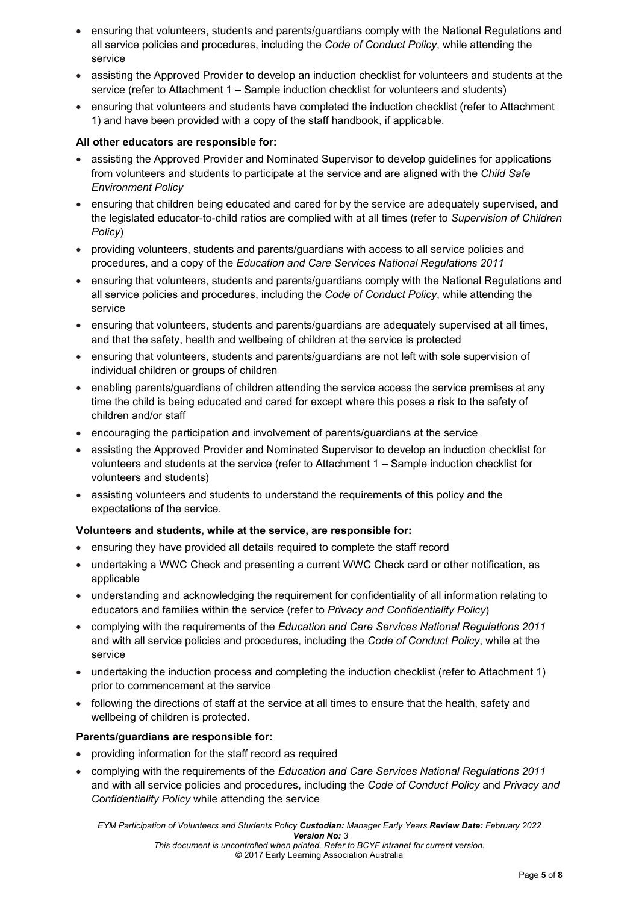- ensuring that volunteers, students and parents/guardians comply with the National Regulations and all service policies and procedures, including the *Code of Conduct Policy*, while attending the service
- assisting the Approved Provider to develop an induction checklist for volunteers and students at the service (refer to Attachment 1 – Sample induction checklist for volunteers and students)
- ensuring that volunteers and students have completed the induction checklist (refer to Attachment 1) and have been provided with a copy of the staff handbook, if applicable.

**All other educators are responsible for:**

- assisting the Approved Provider and Nominated Supervisor to develop guidelines for applications from volunteers and students to participate at the service and are aligned with the *Child Safe Environment Policy*
- ensuring that children being educated and cared for by the service are adequately supervised, and the legislated educator-to-child ratios are complied with at all times (refer to *Supervision of Children Policy*)
- providing volunteers, students and parents/guardians with access to all service policies and procedures, and a copy of the *Education and Care Services National Regulations 2011*
- ensuring that volunteers, students and parents/guardians comply with the National Regulations and all service policies and procedures, including the *Code of Conduct Policy*, while attending the service
- ensuring that volunteers, students and parents/guardians are adequately supervised at all times, and that the safety, health and wellbeing of children at the service is protected
- ensuring that volunteers, students and parents/guardians are not left with sole supervision of individual children or groups of children
- enabling parents/guardians of children attending the service access the service premises at any time the child is being educated and cared for except where this poses a risk to the safety of children and/or staff
- encouraging the participation and involvement of parents/guardians at the service
- assisting the Approved Provider and Nominated Supervisor to develop an induction checklist for volunteers and students at the service (refer to Attachment 1 – Sample induction checklist for volunteers and students)
- assisting volunteers and students to understand the requirements of this policy and the expectations of the service.

**Volunteers and students, while at the service, are responsible for:**

- ensuring they have provided all details required to complete the staff record
- undertaking a WWC Check and presenting a current WWC Check card or other notification, as applicable
- understanding and acknowledging the requirement for confidentiality of all information relating to educators and families within the service (refer to *Privacy and Confidentiality Policy*)
- complying with the requirements of the *Education and Care Services National Regulations 2011* and with all service policies and procedures, including the *Code of Conduct Policy*, while at the service
- undertaking the induction process and completing the induction checklist (refer to Attachment 1) prior to commencement at the service
- following the directions of staff at the service at all times to ensure that the health, safety and wellbeing of children is protected.

**Parents/guardians are responsible for:**

- providing information for the staff record as required
- complying with the requirements of the *Education and Care Services National Regulations 2011* and with all service policies and procedures, including the *Code of Conduct Policy* and *Privacy and Confidentiality Policy* while attending the service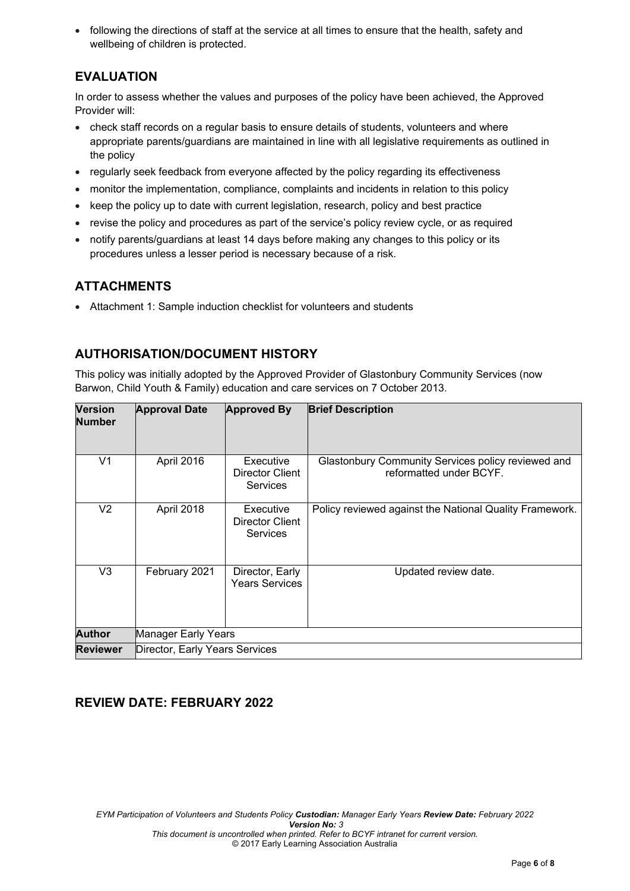- following the directions of staff at the service at all times to ensure that the health, safety and wellbeing of children is protected.

## EVALUATION

In order to assess whether the values and purposes of the policy have been achieved, the Approved Provider will:

- check staff records on a regular basis to ensure details of students, volunteers and where appropriate parents/guardians are maintained in line with all legislative requirements as outlined in the policy
- regularly seek feedback from everyone affected by the policy regarding its effectiveness
- monitor the implementation, compliance, complaints and incidents in relation to this policy
- keep the policy up to date with current legislation, research, policy and best practice
- revise the policy and procedures as part of the service's policy review cycle, or as required
- notify parents/guardians at least 14 days before making any changes to this policy or its procedures unless a lesser period is necessary because of a risk.

## ATTACHMENTS

- Attachment 1: Sample induction checklist for volunteers and students

## AUTHORISATION/DOCUMENT HISTORY

This policy was initially adopted by the Approved Provider of Glastonbury Community Services (now Barwon, Child Youth & Family) education and care services on 7 October 2013.

| Version Number | Approval Date | Approved By | Brief Description |
|---|---|---|---|
| V1 | April 2016 | Executive Director Client Services | Glastonbury Community Services policy reviewed and reformatted under BCYF. |
| V2 | April 2018 | Executive Director Client Services | Policy reviewed against the National Quality Framework. |
| V3 | February 2021 | Director, Early Years Services | Updated review date. |
| **Author** | Manager Early Years | | |
| **Reviewer** | Director, Early Years Services | | |

## REVIEW DATE: FEBRUARY 2022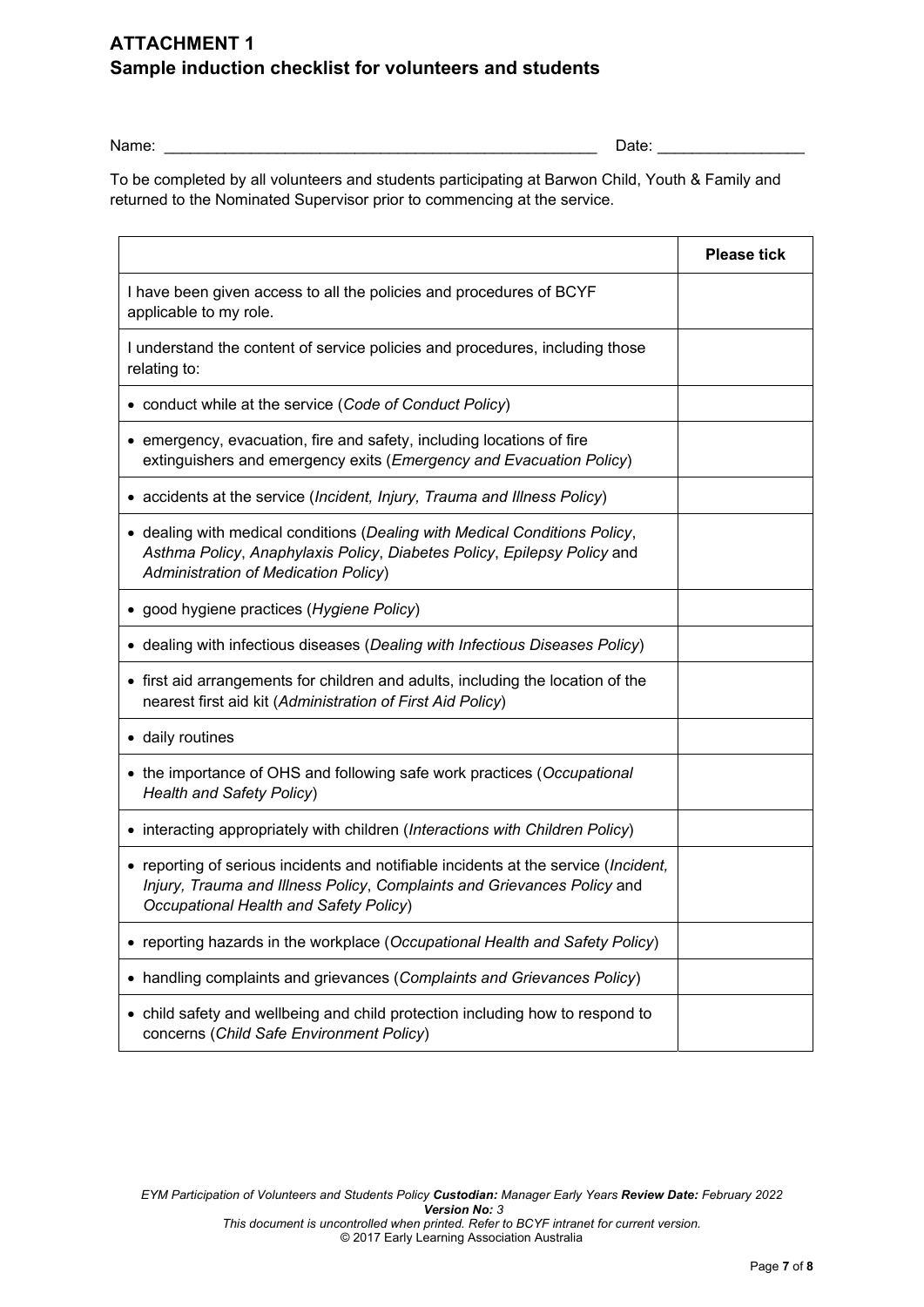# ATTACHMENT 1
## Sample induction checklist for volunteers and students

Name: ___________________________________________________ Date: _________________

To be completed by all volunteers and students participating at Barwon Child, Youth & Family and returned to the Nominated Supervisor prior to commencing at the service.

| | Please tick |
|---|---|
| I have been given access to all the policies and procedures of BCYF applicable to my role. | |
| I understand the content of service policies and procedures, including those relating to: | |
| • conduct while at the service (*Code of Conduct Policy*) | |
| • emergency, evacuation, fire and safety, including locations of fire extinguishers and emergency exits (*Emergency and Evacuation Policy*) | |
| • accidents at the service (*Incident, Injury, Trauma and Illness Policy*) | |
| • dealing with medical conditions (*Dealing with Medical Conditions Policy*, *Asthma Policy*, *Anaphylaxis Policy*, *Diabetes Policy*, *Epilepsy Policy* and *Administration of Medication Policy*) | |
| • good hygiene practices (*Hygiene Policy*) | |
| • dealing with infectious diseases (*Dealing with Infectious Diseases Policy*) | |
| • first aid arrangements for children and adults, including the location of the nearest first aid kit (*Administration of First Aid Policy*) | |
| • daily routines | |
| • the importance of OHS and following safe work practices (*Occupational Health and Safety Policy*) | |
| • interacting appropriately with children (*Interactions with Children Policy*) | |
| • reporting of serious incidents and notifiable incidents at the service (*Incident, Injury, Trauma and Illness Policy*, *Complaints and Grievances Policy* and *Occupational Health and Safety Policy*) | |
| • reporting hazards in the workplace (*Occupational Health and Safety Policy*) | |
| • handling complaints and grievances (*Complaints and Grievances Policy*) | |
| • child safety and wellbeing and child protection including how to respond to concerns (*Child Safe Environment Policy*) | |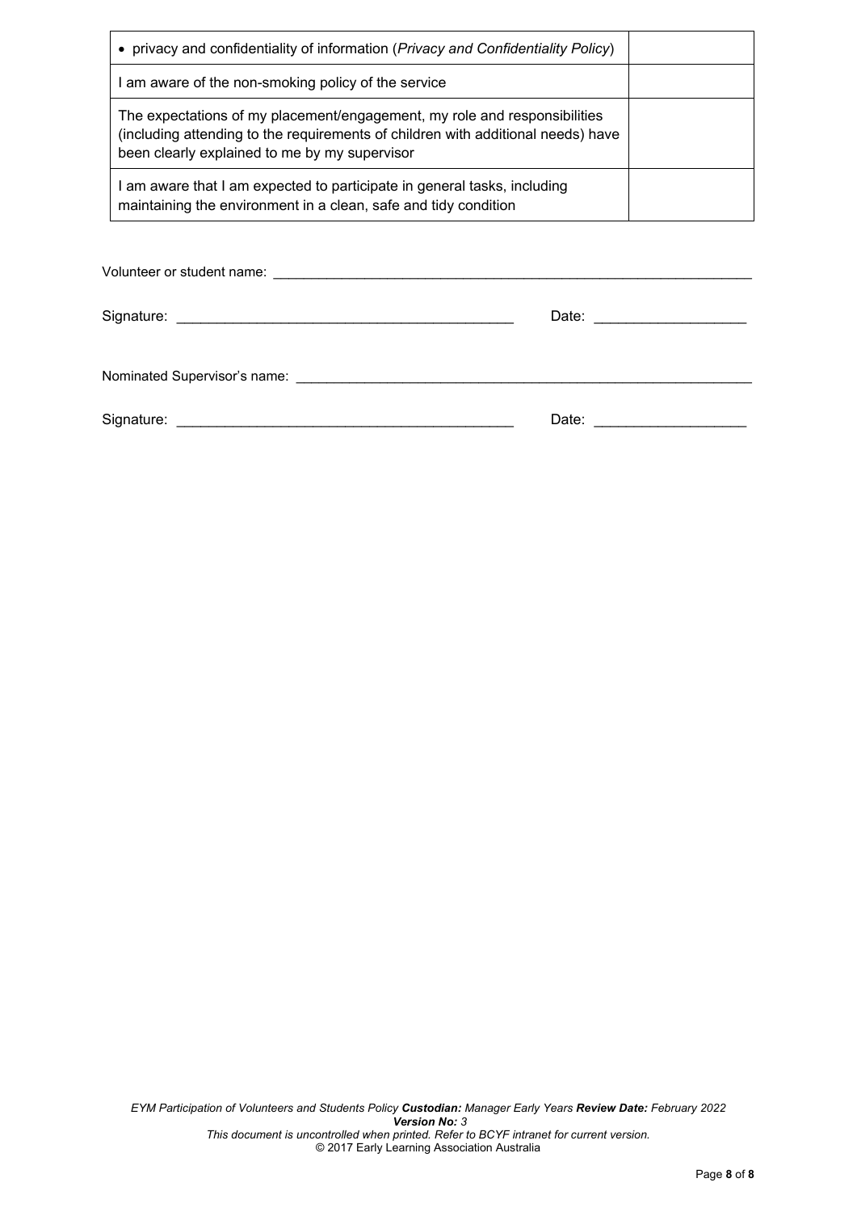| | |
|---|---|
| • privacy and confidentiality of information (*Privacy and Confidentiality Policy*) | |
| I am aware of the non-smoking policy of the service | |
| The expectations of my placement/engagement, my role and responsibilities (including attending to the requirements of children with additional needs) have been clearly explained to me by my supervisor | |
| I am aware that I am expected to participate in general tasks, including maintaining the environment in a clean, safe and tidy condition | |

Volunteer or student name: ______________________________________________________________

Signature: ________________________________________ Date: __________________

Nominated Supervisor's name: ___________________________________________________________

Signature: ________________________________________ Date: __________________

*EYM Participation of Volunteers and Students Policy* ***Custodian:*** *Manager Early Years* ***Review Date:*** *February 2022*
***Version No:*** *3*
*This document is uncontrolled when printed. Refer to BCYF intranet for current version.*
© 2017 Early Learning Association Australia